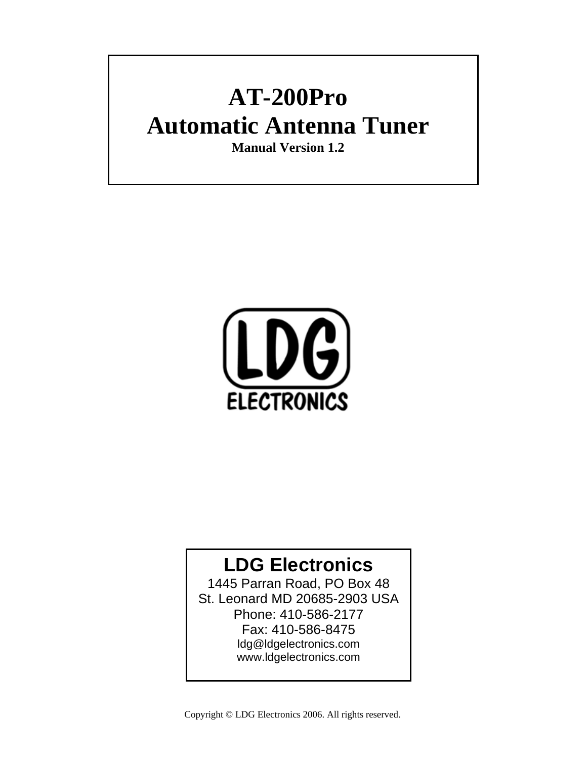# AT-200Pro
# Automatic Antenna Tuner

**Manual Version 1.2**

LDG ELECTRONICS

**LDG Electronics**
1445 Parran Road, PO Box 48
St. Leonard MD 20685-2903 USA
Phone: 410-586-2177
Fax: 410-586-8475
ldg@ldgelectronics.com
www.ldgelectronics.com

Copyright © LDG Electronics 2006. All rights reserved.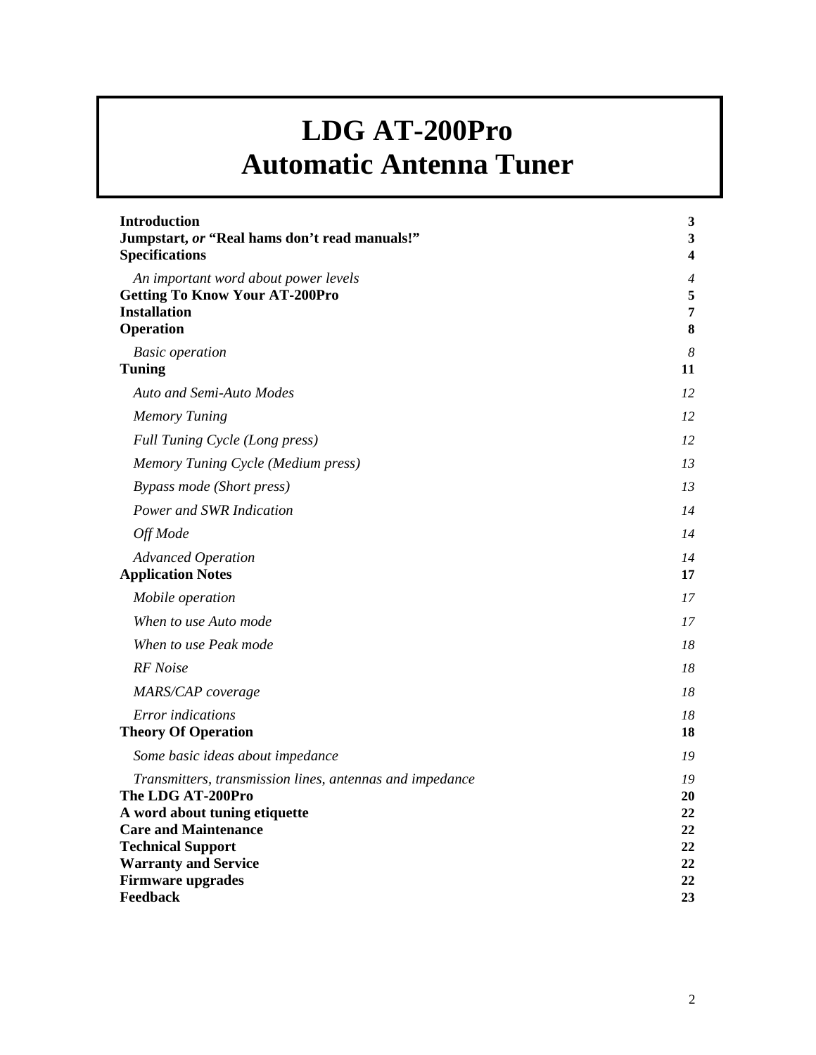# LDG AT-200Pro
# Automatic Antenna Tuner

| | |
|---|---|
| **Introduction** | **3** |
| **Jumpstart, *or* "Real hams don't read manuals!"** | **3** |
| **Specifications** | **4** |
| *An important word about power levels* | *4* |
| **Getting To Know Your AT-200Pro** | **5** |
| **Installation** | **7** |
| **Operation** | **8** |
| *Basic operation* | *8* |
| **Tuning** | **11** |
| *Auto and Semi-Auto Modes* | *12* |
| *Memory Tuning* | *12* |
| *Full Tuning Cycle (Long press)* | *12* |
| *Memory Tuning Cycle (Medium press)* | *13* |
| *Bypass mode (Short press)* | *13* |
| *Power and SWR Indication* | *14* |
| *Off Mode* | *14* |
| *Advanced Operation* | *14* |
| **Application Notes** | **17** |
| *Mobile operation* | *17* |
| *When to use Auto mode* | *17* |
| *When to use Peak mode* | *18* |
| *RF Noise* | *18* |
| *MARS/CAP coverage* | *18* |
| *Error indications* | *18* |
| **Theory Of Operation** | **18** |
| *Some basic ideas about impedance* | *19* |
| *Transmitters, transmission lines, antennas and impedance* | *19* |
| **The LDG AT-200Pro** | **20** |
| **A word about tuning etiquette** | **22** |
| **Care and Maintenance** | **22** |
| **Technical Support** | **22** |
| **Warranty and Service** | **22** |
| **Firmware upgrades** | **22** |
| **Feedback** | **23** |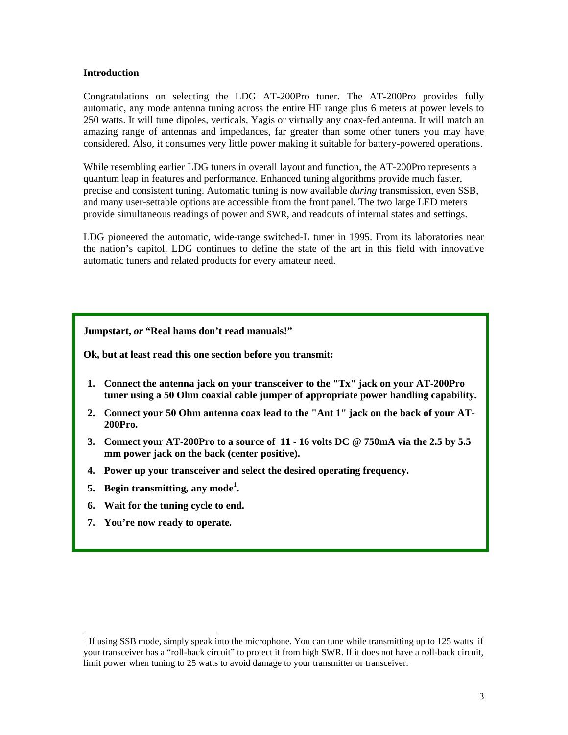## Introduction

Congratulations on selecting the LDG AT-200Pro tuner. The AT-200Pro provides fully automatic, any mode antenna tuning across the entire HF range plus 6 meters at power levels to 250 watts. It will tune dipoles, verticals, Yagis or virtually any coax-fed antenna. It will match an amazing range of antennas and impedances, far greater than some other tuners you may have considered. Also, it consumes very little power making it suitable for battery-powered operations.

While resembling earlier LDG tuners in overall layout and function, the AT-200Pro represents a quantum leap in features and performance. Enhanced tuning algorithms provide much faster, precise and consistent tuning. Automatic tuning is now available *during* transmission, even SSB, and many user-settable options are accessible from the front panel. The two large LED meters provide simultaneous readings of power and SWR, and readouts of internal states and settings.

LDG pioneered the automatic, wide-range switched-L tuner in 1995. From its laboratories near the nation's capitol, LDG continues to define the state of the art in this field with innovative automatic tuners and related products for every amateur need.

**Jumpstart, *or* "Real hams don't read manuals!"**

**Ok, but at least read this one section before you transmit:**

1. **Connect the antenna jack on your transceiver to the "Tx" jack on your AT-200Pro tuner using a 50 Ohm coaxial cable jumper of appropriate power handling capability.**
2. **Connect your 50 Ohm antenna coax lead to the "Ant 1" jack on the back of your AT-200Pro.**
3. **Connect your AT-200Pro to a source of 11 - 16 volts DC @ 750mA via the 2.5 by 5.5 mm power jack on the back (center positive).**
4. **Power up your transceiver and select the desired operating frequency.**
5. **Begin transmitting, any mode[1].**
6. **Wait for the tuning cycle to end.**
7. **You're now ready to operate.**

[1] If using SSB mode, simply speak into the microphone. You can tune while transmitting up to 125 watts if your transceiver has a "roll-back circuit" to protect it from high SWR. If it does not have a roll-back circuit, limit power when tuning to 25 watts to avoid damage to your transmitter or transceiver.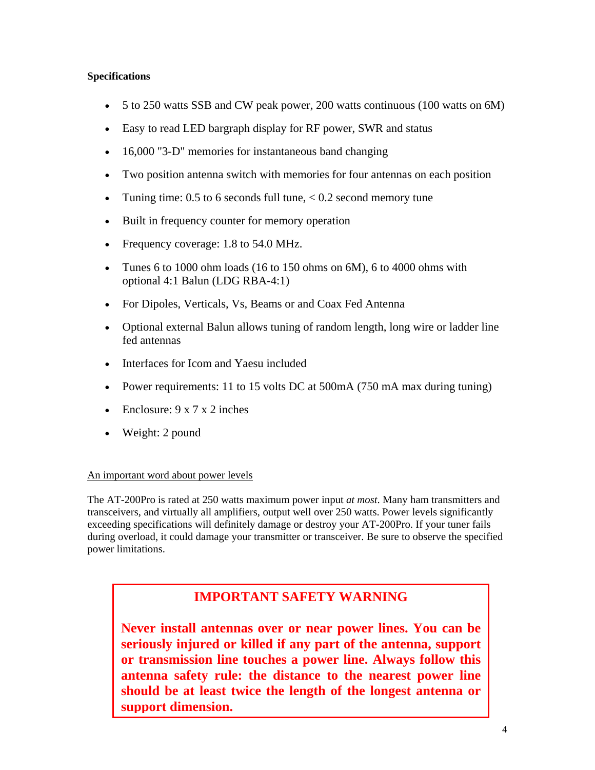**Specifications**

- 5 to 250 watts SSB and CW peak power, 200 watts continuous (100 watts on 6M)
- Easy to read LED bargraph display for RF power, SWR and status
- 16,000 "3-D" memories for instantaneous band changing
- Two position antenna switch with memories for four antennas on each position
- Tuning time: 0.5 to 6 seconds full tune, < 0.2 second memory tune
- Built in frequency counter for memory operation
- Frequency coverage: 1.8 to 54.0 MHz.
- Tunes 6 to 1000 ohm loads (16 to 150 ohms on 6M), 6 to 4000 ohms with optional 4:1 Balun (LDG RBA-4:1)
- For Dipoles, Verticals, Vs, Beams or and Coax Fed Antenna
- Optional external Balun allows tuning of random length, long wire or ladder line fed antennas
- Interfaces for Icom and Yaesu included
- Power requirements: 11 to 15 volts DC at 500mA (750 mA max during tuning)
- Enclosure: 9 x 7 x 2 inches
- Weight: 2 pound

An important word about power levels

The AT-200Pro is rated at 250 watts maximum power input *at most*. Many ham transmitters and transceivers, and virtually all amplifiers, output well over 250 watts. Power levels significantly exceeding specifications will definitely damage or destroy your AT-200Pro. If your tuner fails during overload, it could damage your transmitter or transceiver. Be sure to observe the specified power limitations.

**IMPORTANT SAFETY WARNING**

**Never install antennas over or near power lines. You can be seriously injured or killed if any part of the antenna, support or transmission line touches a power line. Always follow this antenna safety rule: the distance to the nearest power line should be at least twice the length of the longest antenna or support dimension.**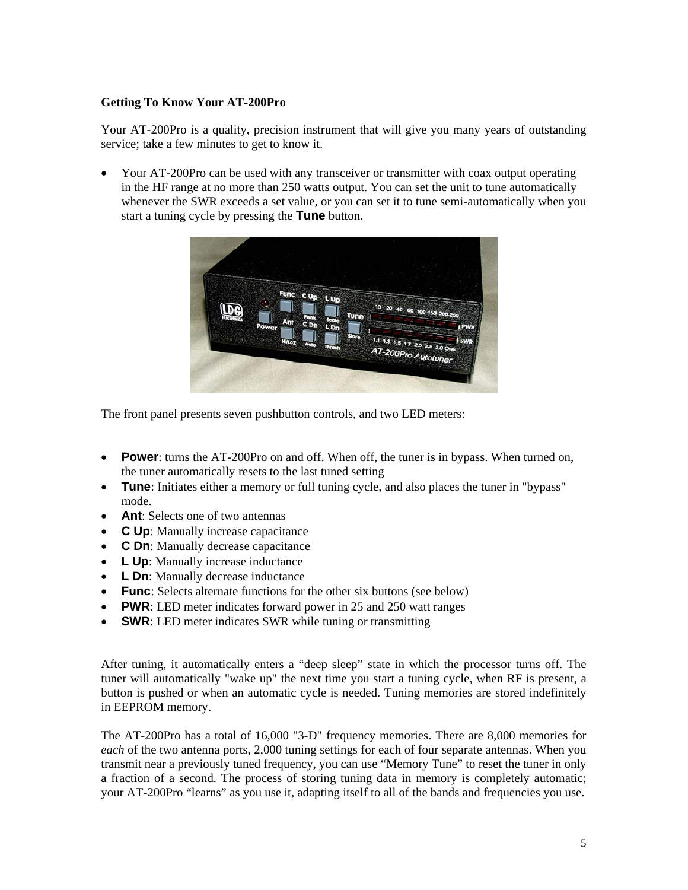**Getting To Know Your AT-200Pro**

Your AT-200Pro is a quality, precision instrument that will give you many years of outstanding service; take a few minutes to get to know it.

- Your AT-200Pro can be used with any transceiver or transmitter with coax output operating in the HF range at no more than 250 watts output. You can set the unit to tune automatically whenever the SWR exceeds a set value, or you can set it to tune semi-automatically when you start a tuning cycle by pressing the **Tune** button.

The front panel presents seven pushbutton controls, and two LED meters:

- **Power**: turns the AT-200Pro on and off. When off, the tuner is in bypass. When turned on, the tuner automatically resets to the last tuned setting
- **Tune**: Initiates either a memory or full tuning cycle, and also places the tuner in "bypass" mode.
- **Ant**: Selects one of two antennas
- **C Up**: Manually increase capacitance
- **C Dn**: Manually decrease capacitance
- **L Up**: Manually increase inductance
- **L Dn**: Manually decrease inductance
- **Func**: Selects alternate functions for the other six buttons (see below)
- **PWR**: LED meter indicates forward power in 25 and 250 watt ranges
- **SWR**: LED meter indicates SWR while tuning or transmitting

After tuning, it automatically enters a "deep sleep" state in which the processor turns off. The tuner will automatically "wake up" the next time you start a tuning cycle, when RF is present, a button is pushed or when an automatic cycle is needed. Tuning memories are stored indefinitely in EEPROM memory.

The AT-200Pro has a total of 16,000 "3-D" frequency memories. There are 8,000 memories for *each* of the two antenna ports, 2,000 tuning settings for each of four separate antennas. When you transmit near a previously tuned frequency, you can use "Memory Tune" to reset the tuner in only a fraction of a second. The process of storing tuning data in memory is completely automatic; your AT-200Pro "learns" as you use it, adapting itself to all of the bands and frequencies you use.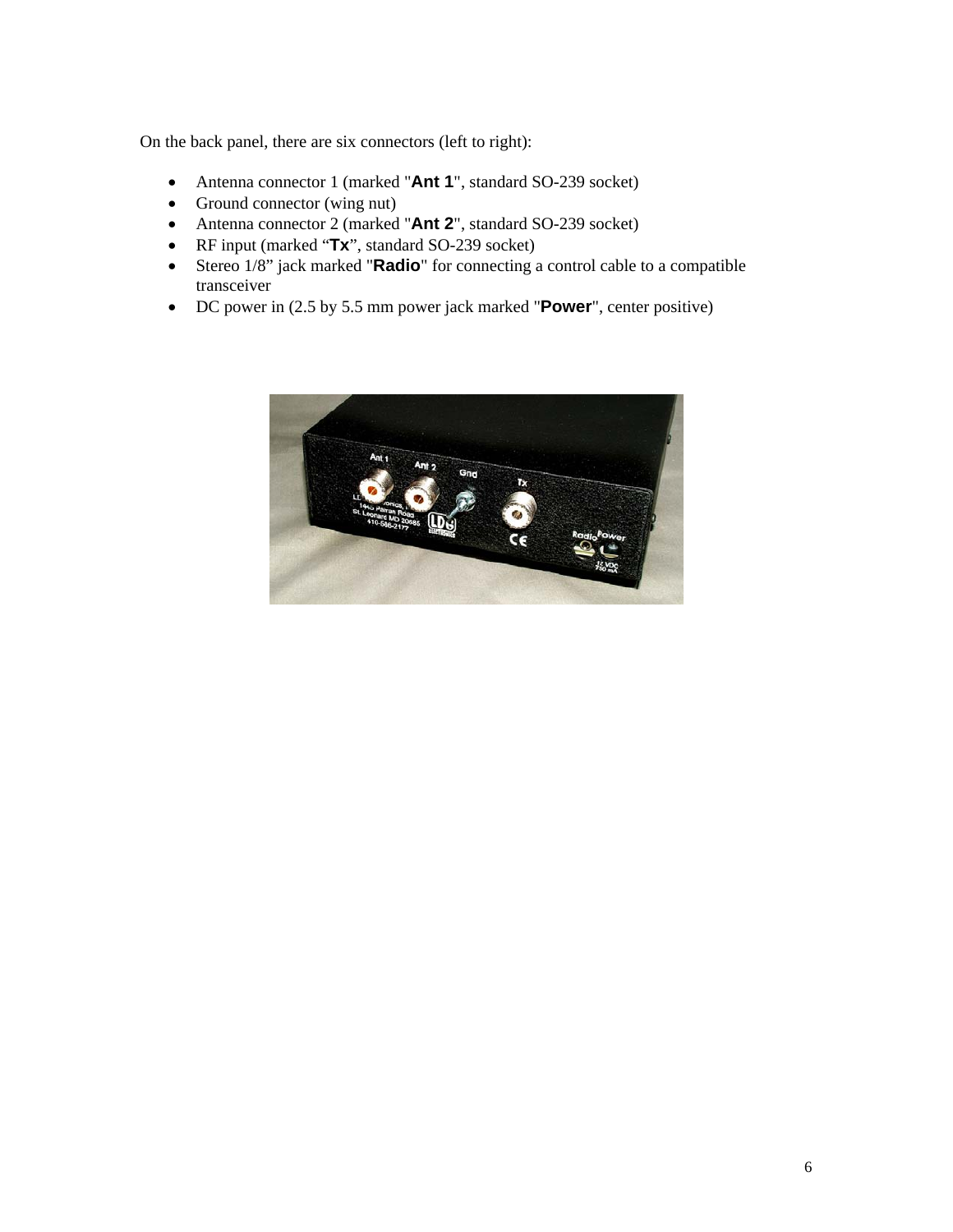On the back panel, there are six connectors (left to right):

- Antenna connector 1 (marked "**Ant 1**", standard SO-239 socket)
- Ground connector (wing nut)
- Antenna connector 2 (marked "**Ant 2**", standard SO-239 socket)
- RF input (marked "**Tx**", standard SO-239 socket)
- Stereo 1/8" jack marked "**Radio**" for connecting a control cable to a compatible transceiver
- DC power in (2.5 by 5.5 mm power jack marked "**Power**", center positive)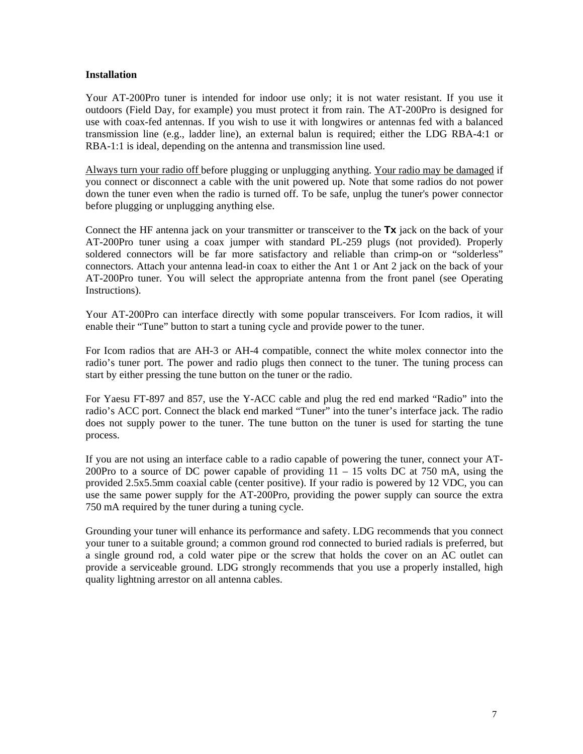**Installation**

Your AT-200Pro tuner is intended for indoor use only; it is not water resistant. If you use it outdoors (Field Day, for example) you must protect it from rain. The AT-200Pro is designed for use with coax-fed antennas. If you wish to use it with longwires or antennas fed with a balanced transmission line (e.g., ladder line), an external balun is required; either the LDG RBA-4:1 or RBA-1:1 is ideal, depending on the antenna and transmission line used.

Always turn your radio off before plugging or unplugging anything. Your radio may be damaged if you connect or disconnect a cable with the unit powered up. Note that some radios do not power down the tuner even when the radio is turned off. To be safe, unplug the tuner's power connector before plugging or unplugging anything else.

Connect the HF antenna jack on your transmitter or transceiver to the **Tx** jack on the back of your AT-200Pro tuner using a coax jumper with standard PL-259 plugs (not provided). Properly soldered connectors will be far more satisfactory and reliable than crimp-on or "solderless" connectors. Attach your antenna lead-in coax to either the Ant 1 or Ant 2 jack on the back of your AT-200Pro tuner. You will select the appropriate antenna from the front panel (see Operating Instructions).

Your AT-200Pro can interface directly with some popular transceivers. For Icom radios, it will enable their "Tune" button to start a tuning cycle and provide power to the tuner.

For Icom radios that are AH-3 or AH-4 compatible, connect the white molex connector into the radio's tuner port. The power and radio plugs then connect to the tuner. The tuning process can start by either pressing the tune button on the tuner or the radio.

For Yaesu FT-897 and 857, use the Y-ACC cable and plug the red end marked "Radio" into the radio's ACC port. Connect the black end marked "Tuner" into the tuner's interface jack. The radio does not supply power to the tuner. The tune button on the tuner is used for starting the tune process.

If you are not using an interface cable to a radio capable of powering the tuner, connect your AT-200Pro to a source of DC power capable of providing 11 – 15 volts DC at 750 mA, using the provided 2.5x5.5mm coaxial cable (center positive). If your radio is powered by 12 VDC, you can use the same power supply for the AT-200Pro, providing the power supply can source the extra 750 mA required by the tuner during a tuning cycle.

Grounding your tuner will enhance its performance and safety. LDG recommends that you connect your tuner to a suitable ground; a common ground rod connected to buried radials is preferred, but a single ground rod, a cold water pipe or the screw that holds the cover on an AC outlet can provide a serviceable ground. LDG strongly recommends that you use a properly installed, high quality lightning arrestor on all antenna cables.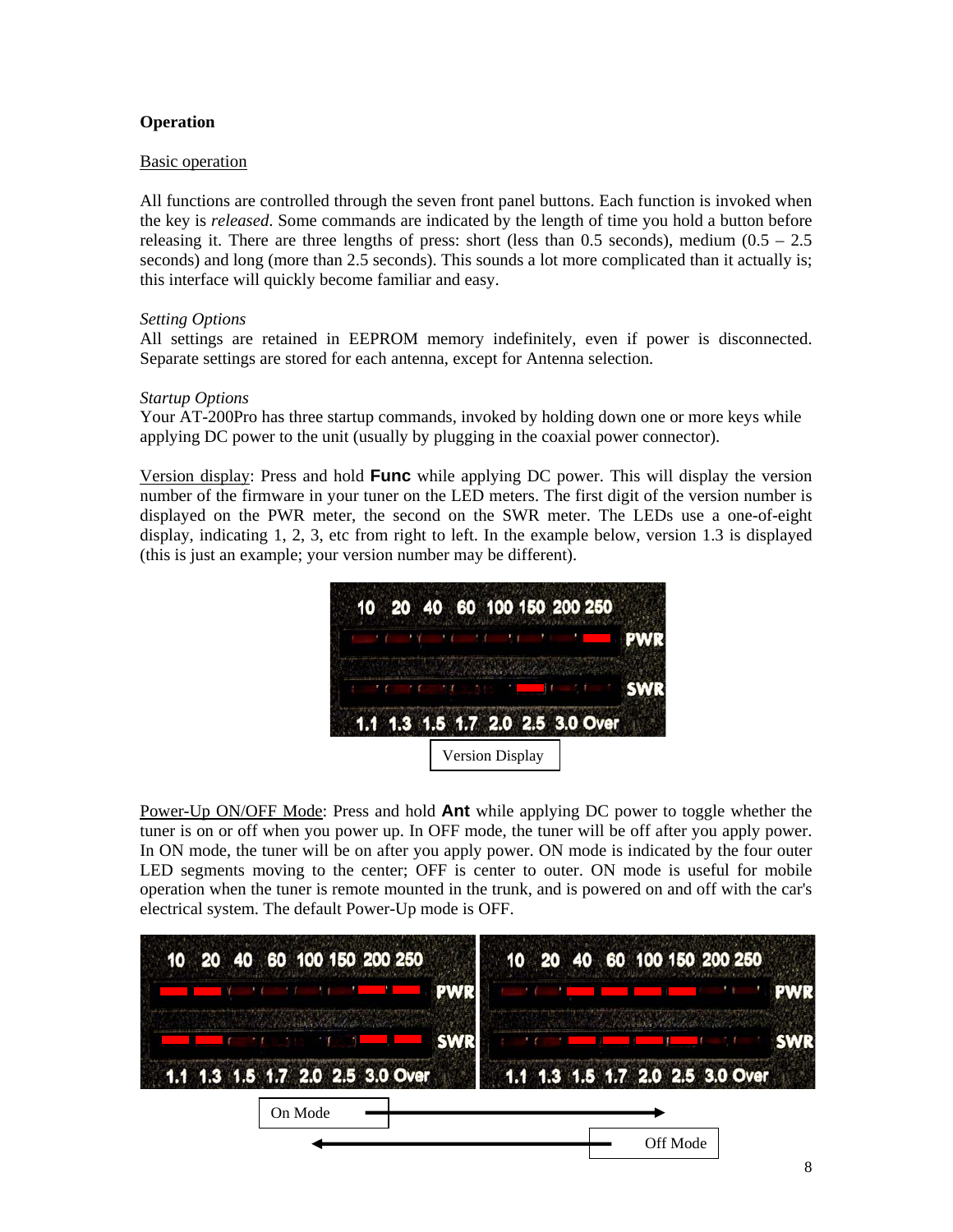## Operation

Basic operation

All functions are controlled through the seven front panel buttons. Each function is invoked when the key is *released*. Some commands are indicated by the length of time you hold a button before releasing it. There are three lengths of press: short (less than 0.5 seconds), medium (0.5 – 2.5 seconds) and long (more than 2.5 seconds). This sounds a lot more complicated than it actually is; this interface will quickly become familiar and easy.

*Setting Options*

All settings are retained in EEPROM memory indefinitely, even if power is disconnected. Separate settings are stored for each antenna, except for Antenna selection.

*Startup Options*

Your AT-200Pro has three startup commands, invoked by holding down one or more keys while applying DC power to the unit (usually by plugging in the coaxial power connector).

Version display: Press and hold **Func** while applying DC power. This will display the version number of the firmware in your tuner on the LED meters. The first digit of the version number is displayed on the PWR meter, the second on the SWR meter. The LEDs use a one-of-eight display, indicating 1, 2, 3, etc from right to left. In the example below, version 1.3 is displayed (this is just an example; your version number may be different).

Version Display

Power-Up ON/OFF Mode: Press and hold **Ant** while applying DC power to toggle whether the tuner is on or off when you power up. In OFF mode, the tuner will be off after you apply power. In ON mode, the tuner will be on after you apply power. ON mode is indicated by the four outer LED segments moving to the center; OFF is center to outer. ON mode is useful for mobile operation when the tuner is remote mounted in the trunk, and is powered on and off with the car's electrical system. The default Power-Up mode is OFF.

On Mode

Off Mode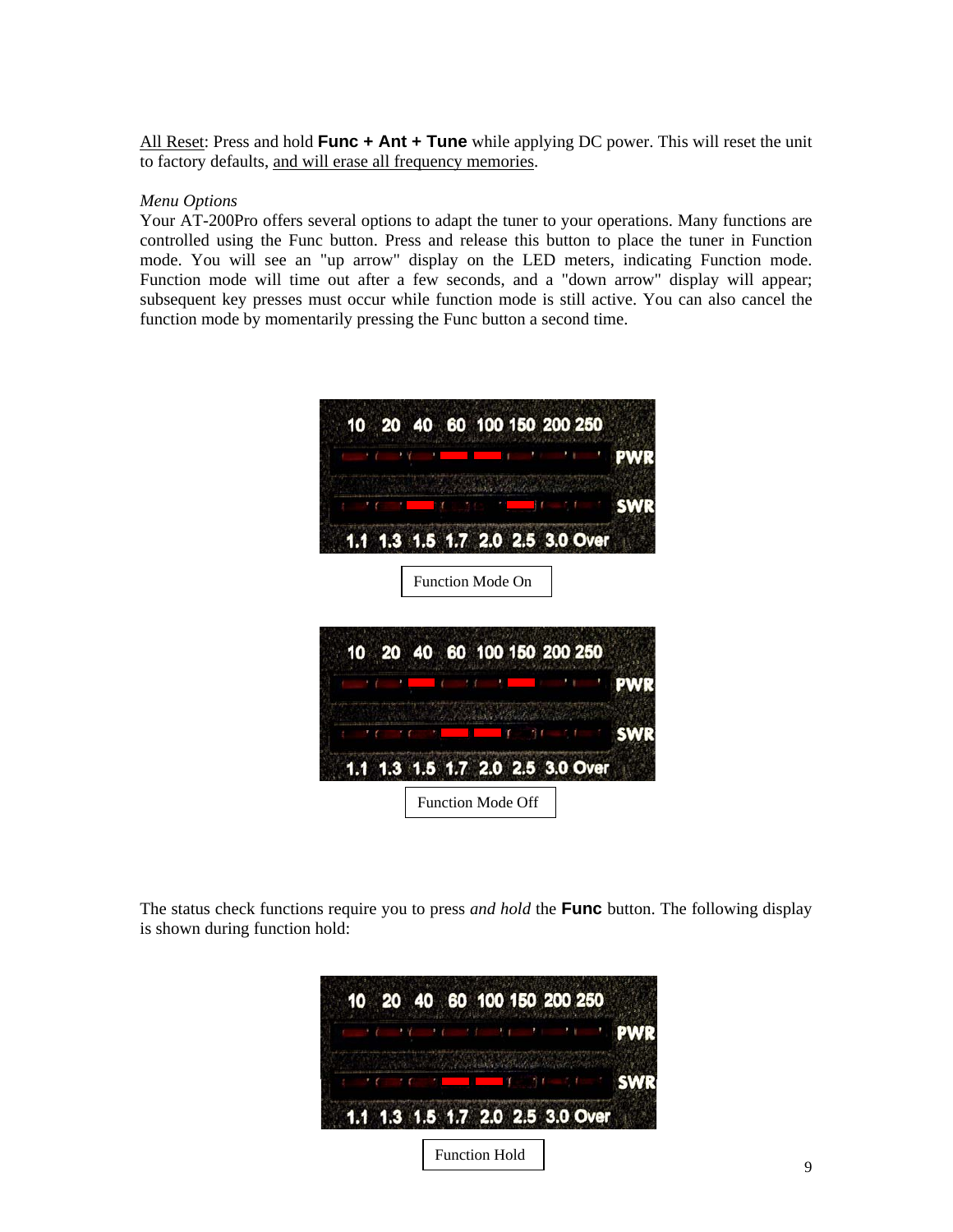All Reset: Press and hold **Func + Ant + Tune** while applying DC power. This will reset the unit to factory defaults, and will erase all frequency memories.

*Menu Options*

Your AT-200Pro offers several options to adapt the tuner to your operations. Many functions are controlled using the Func button. Press and release this button to place the tuner in Function mode. You will see an "up arrow" display on the LED meters, indicating Function mode. Function mode will time out after a few seconds, and a "down arrow" display will appear; subsequent key presses must occur while function mode is still active. You can also cancel the function mode by momentarily pressing the Func button a second time.

Function Mode On

Function Mode Off

The status check functions require you to press *and hold* the **Func** button. The following display is shown during function hold:

Function Hold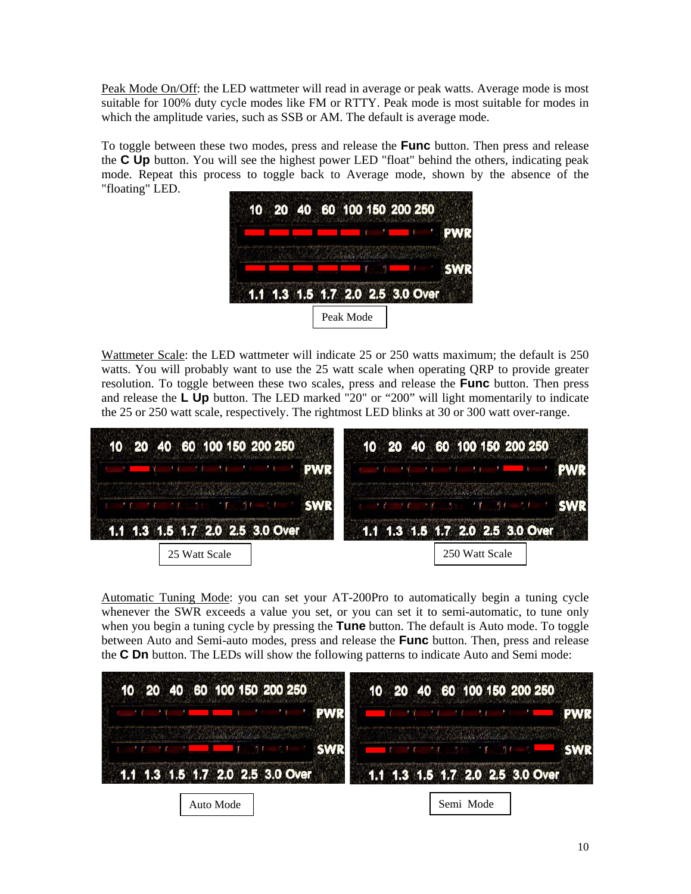Peak Mode On/Off: the LED wattmeter will read in average or peak watts. Average mode is most suitable for 100% duty cycle modes like FM or RTTY. Peak mode is most suitable for modes in which the amplitude varies, such as SSB or AM. The default is average mode.

To toggle between these two modes, press and release the **Func** button. Then press and release the **C Up** button. You will see the highest power LED "float" behind the others, indicating peak mode. Repeat this process to toggle back to Average mode, shown by the absence of the "floating" LED.

Peak Mode

Wattmeter Scale: the LED wattmeter will indicate 25 or 250 watts maximum; the default is 250 watts. You will probably want to use the 25 watt scale when operating QRP to provide greater resolution. To toggle between these two scales, press and release the **Func** button. Then press and release the **L Up** button. The LED marked "20" or "200" will light momentarily to indicate the 25 or 250 watt scale, respectively. The rightmost LED blinks at 30 or 300 watt over-range.

25 Watt Scale

250 Watt Scale

Automatic Tuning Mode: you can set your AT-200Pro to automatically begin a tuning cycle whenever the SWR exceeds a value you set, or you can set it to semi-automatic, to tune only when you begin a tuning cycle by pressing the **Tune** button. The default is Auto mode. To toggle between Auto and Semi-auto modes, press and release the **Func** button. Then, press and release the **C Dn** button. The LEDs will show the following patterns to indicate Auto and Semi mode:

Auto Mode

Semi Mode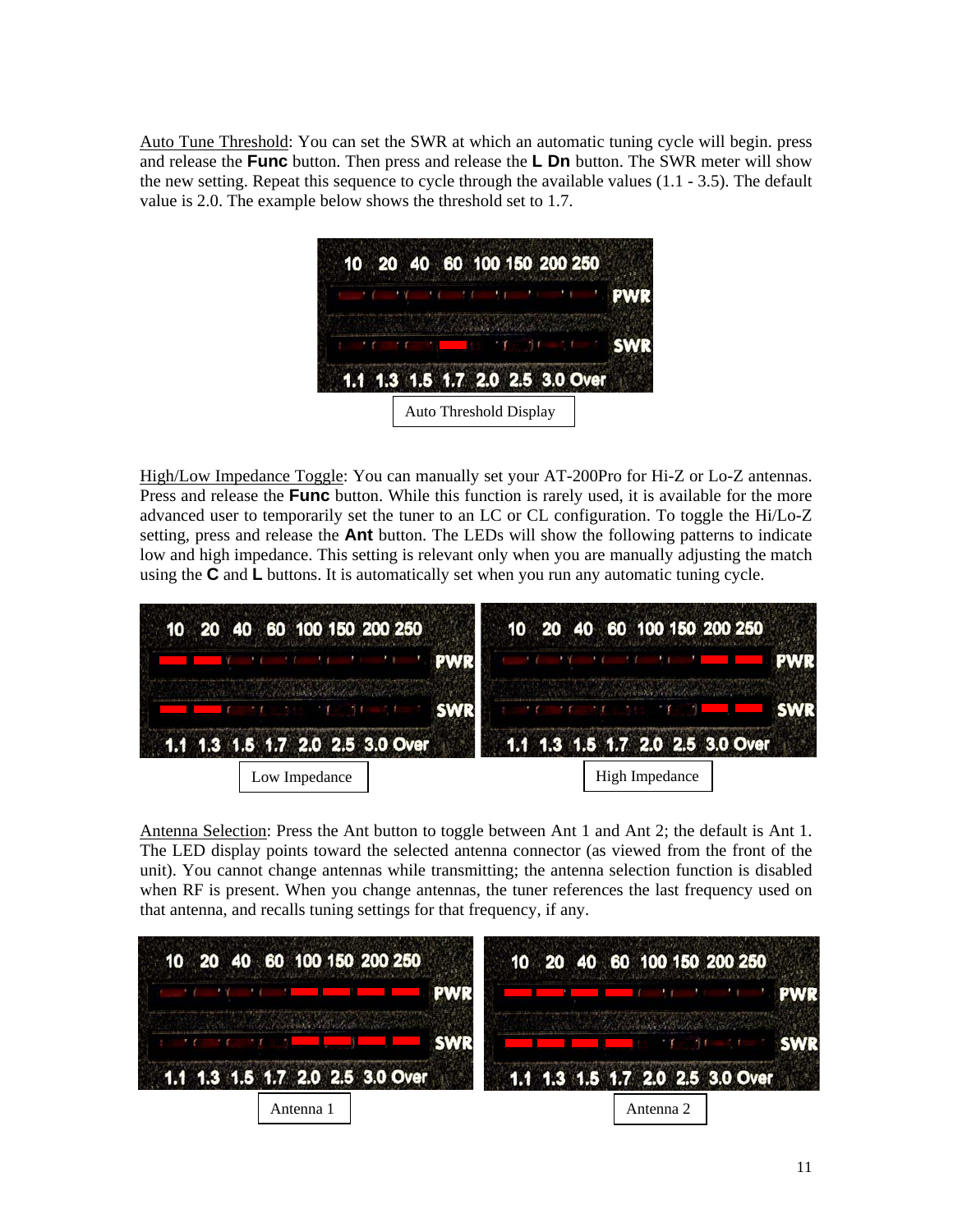Auto Tune Threshold: You can set the SWR at which an automatic tuning cycle will begin. press and release the **Func** button. Then press and release the **L Dn** button. The SWR meter will show the new setting. Repeat this sequence to cycle through the available values (1.1 - 3.5). The default value is 2.0. The example below shows the threshold set to 1.7.

Auto Threshold Display

High/Low Impedance Toggle: You can manually set your AT-200Pro for Hi-Z or Lo-Z antennas. Press and release the **Func** button. While this function is rarely used, it is available for the more advanced user to temporarily set the tuner to an LC or CL configuration. To toggle the Hi/Lo-Z setting, press and release the **Ant** button. The LEDs will show the following patterns to indicate low and high impedance. This setting is relevant only when you are manually adjusting the match using the **C** and **L** buttons. It is automatically set when you run any automatic tuning cycle.

Low Impedance

High Impedance

Antenna Selection: Press the Ant button to toggle between Ant 1 and Ant 2; the default is Ant 1. The LED display points toward the selected antenna connector (as viewed from the front of the unit). You cannot change antennas while transmitting; the antenna selection function is disabled when RF is present. When you change antennas, the tuner references the last frequency used on that antenna, and recalls tuning settings for that frequency, if any.

Antenna 1

Antenna 2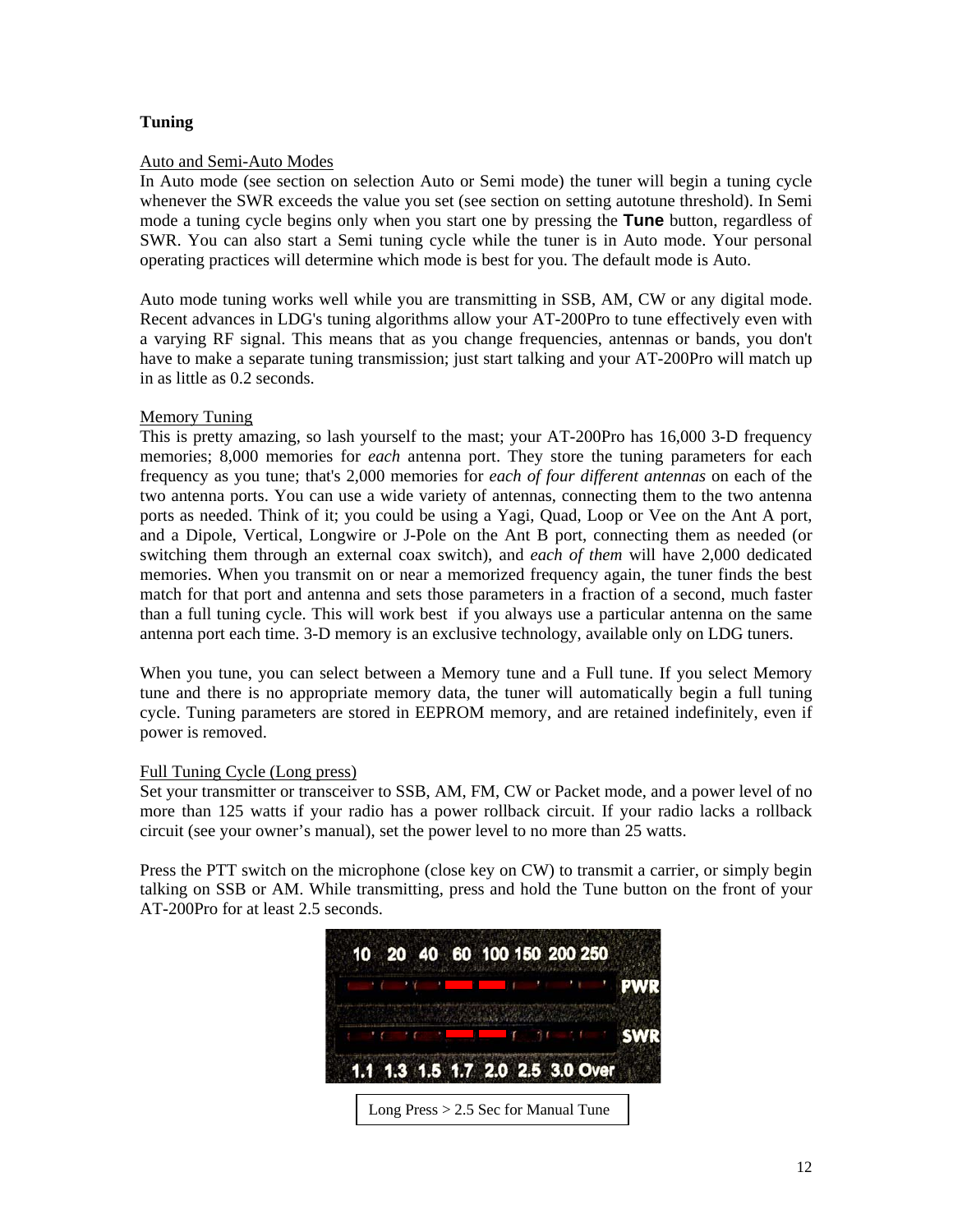## Tuning

### Auto and Semi-Auto Modes

In Auto mode (see section on selection Auto or Semi mode) the tuner will begin a tuning cycle whenever the SWR exceeds the value you set (see section on setting autotune threshold). In Semi mode a tuning cycle begins only when you start one by pressing the **Tune** button, regardless of SWR. You can also start a Semi tuning cycle while the tuner is in Auto mode. Your personal operating practices will determine which mode is best for you. The default mode is Auto.

Auto mode tuning works well while you are transmitting in SSB, AM, CW or any digital mode. Recent advances in LDG's tuning algorithms allow your AT-200Pro to tune effectively even with a varying RF signal. This means that as you change frequencies, antennas or bands, you don't have to make a separate tuning transmission; just start talking and your AT-200Pro will match up in as little as 0.2 seconds.

### Memory Tuning

This is pretty amazing, so lash yourself to the mast; your AT-200Pro has 16,000 3-D frequency memories; 8,000 memories for *each* antenna port. They store the tuning parameters for each frequency as you tune; that's 2,000 memories for *each of four different antennas* on each of the two antenna ports. You can use a wide variety of antennas, connecting them to the two antenna ports as needed. Think of it; you could be using a Yagi, Quad, Loop or Vee on the Ant A port, and a Dipole, Vertical, Longwire or J-Pole on the Ant B port, connecting them as needed (or switching them through an external coax switch), and *each of them* will have 2,000 dedicated memories. When you transmit on or near a memorized frequency again, the tuner finds the best match for that port and antenna and sets those parameters in a fraction of a second, much faster than a full tuning cycle. This will work best if you always use a particular antenna on the same antenna port each time. 3-D memory is an exclusive technology, available only on LDG tuners.

When you tune, you can select between a Memory tune and a Full tune. If you select Memory tune and there is no appropriate memory data, the tuner will automatically begin a full tuning cycle. Tuning parameters are stored in EEPROM memory, and are retained indefinitely, even if power is removed.

### Full Tuning Cycle (Long press)

Set your transmitter or transceiver to SSB, AM, FM, CW or Packet mode, and a power level of no more than 125 watts if your radio has a power rollback circuit. If your radio lacks a rollback circuit (see your owner's manual), set the power level to no more than 25 watts.

Press the PTT switch on the microphone (close key on CW) to transmit a carrier, or simply begin talking on SSB or AM. While transmitting, press and hold the Tune button on the front of your AT-200Pro for at least 2.5 seconds.

Long Press > 2.5 Sec for Manual Tune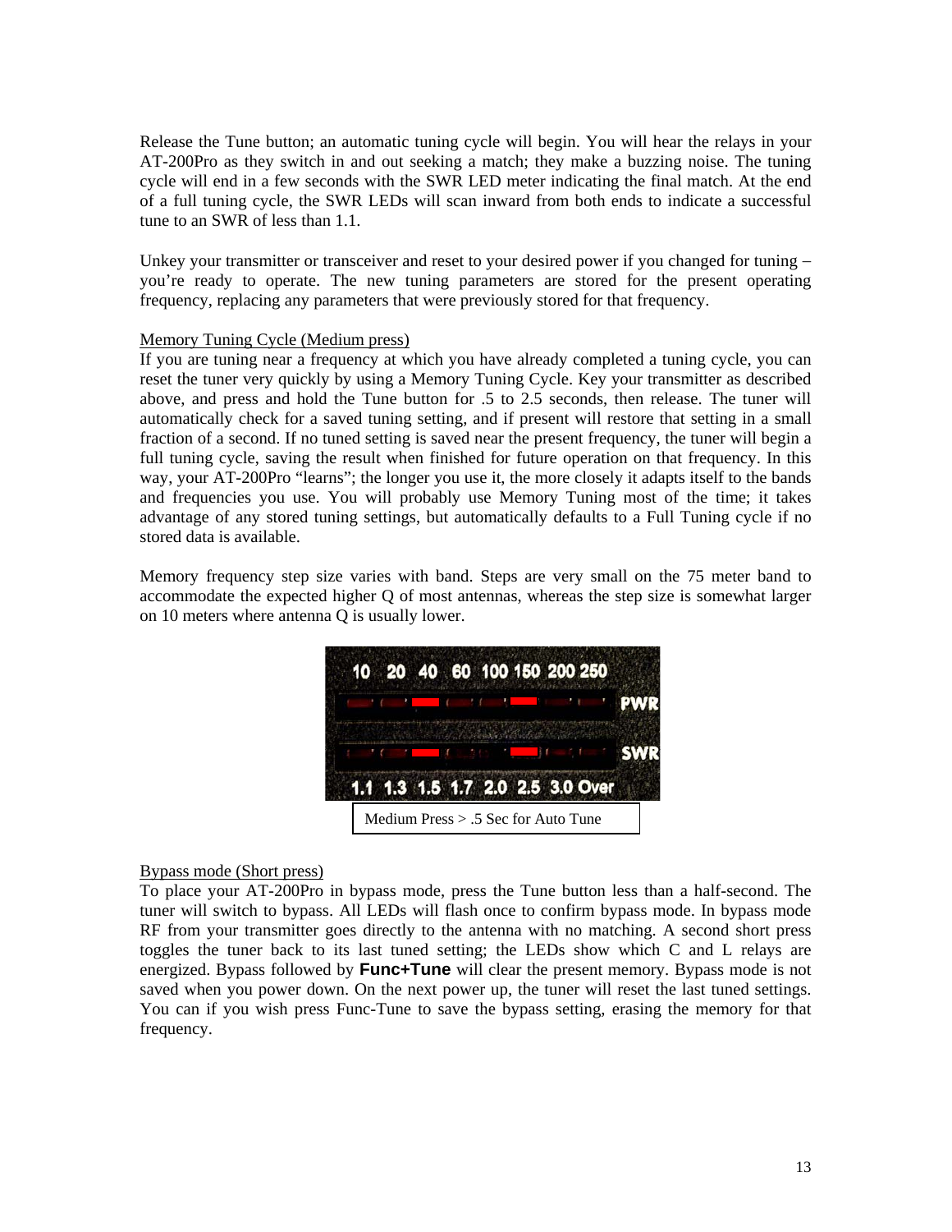Release the Tune button; an automatic tuning cycle will begin. You will hear the relays in your AT-200Pro as they switch in and out seeking a match; they make a buzzing noise. The tuning cycle will end in a few seconds with the SWR LED meter indicating the final match. At the end of a full tuning cycle, the SWR LEDs will scan inward from both ends to indicate a successful tune to an SWR of less than 1.1.

Unkey your transmitter or transceiver and reset to your desired power if you changed for tuning – you're ready to operate. The new tuning parameters are stored for the present operating frequency, replacing any parameters that were previously stored for that frequency.

Memory Tuning Cycle (Medium press)

If you are tuning near a frequency at which you have already completed a tuning cycle, you can reset the tuner very quickly by using a Memory Tuning Cycle. Key your transmitter as described above, and press and hold the Tune button for .5 to 2.5 seconds, then release. The tuner will automatically check for a saved tuning setting, and if present will restore that setting in a small fraction of a second. If no tuned setting is saved near the present frequency, the tuner will begin a full tuning cycle, saving the result when finished for future operation on that frequency. In this way, your AT-200Pro "learns"; the longer you use it, the more closely it adapts itself to the bands and frequencies you use. You will probably use Memory Tuning most of the time; it takes advantage of any stored tuning settings, but automatically defaults to a Full Tuning cycle if no stored data is available.

Memory frequency step size varies with band. Steps are very small on the 75 meter band to accommodate the expected higher Q of most antennas, whereas the step size is somewhat larger on 10 meters where antenna Q is usually lower.

10 20 40 60 100 150 200 250 PWR

SWR 1.1 1.3 1.5 1.7 2.0 2.5 3.0 Over

Medium Press > .5 Sec for Auto Tune

Bypass mode (Short press)

To place your AT-200Pro in bypass mode, press the Tune button less than a half-second. The tuner will switch to bypass. All LEDs will flash once to confirm bypass mode. In bypass mode RF from your transmitter goes directly to the antenna with no matching. A second short press toggles the tuner back to its last tuned setting; the LEDs show which C and L relays are energized. Bypass followed by **Func+Tune** will clear the present memory. Bypass mode is not saved when you power down. On the next power up, the tuner will reset the last tuned settings. You can if you wish press Func-Tune to save the bypass setting, erasing the memory for that frequency.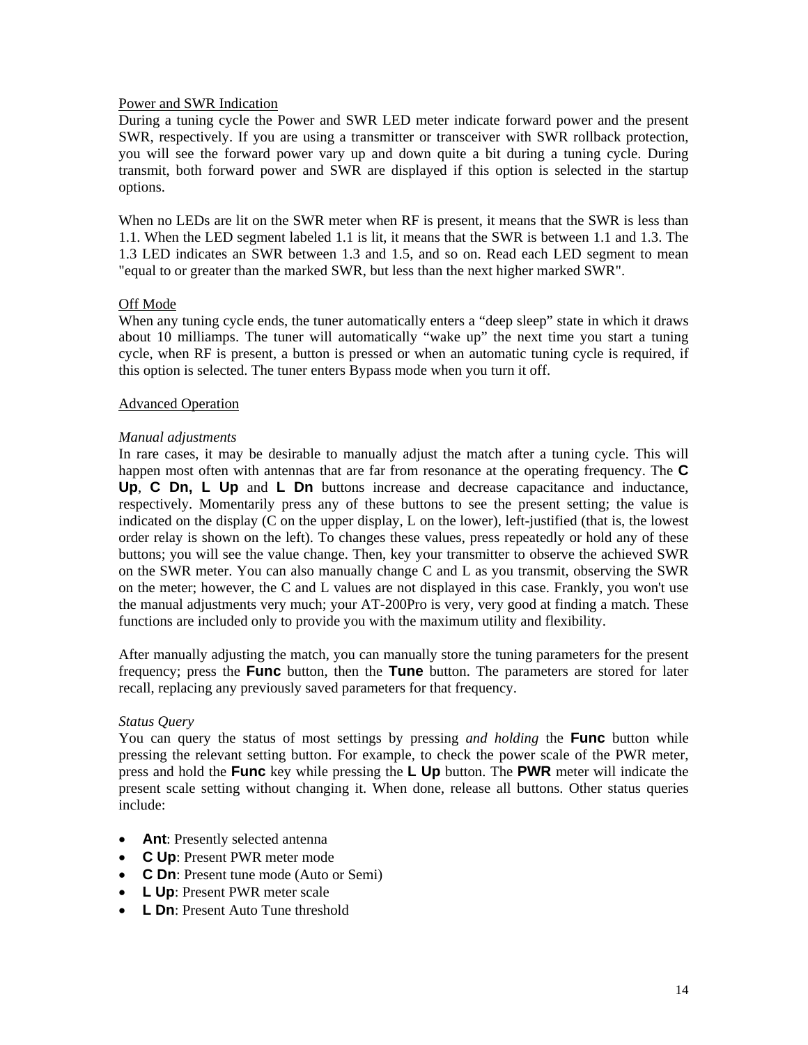Power and SWR Indication

During a tuning cycle the Power and SWR LED meter indicate forward power and the present SWR, respectively. If you are using a transmitter or transceiver with SWR rollback protection, you will see the forward power vary up and down quite a bit during a tuning cycle. During transmit, both forward power and SWR are displayed if this option is selected in the startup options.

When no LEDs are lit on the SWR meter when RF is present, it means that the SWR is less than 1.1. When the LED segment labeled 1.1 is lit, it means that the SWR is between 1.1 and 1.3. The 1.3 LED indicates an SWR between 1.3 and 1.5, and so on. Read each LED segment to mean "equal to or greater than the marked SWR, but less than the next higher marked SWR".

Off Mode

When any tuning cycle ends, the tuner automatically enters a “deep sleep” state in which it draws about 10 milliamps. The tuner will automatically “wake up” the next time you start a tuning cycle, when RF is present, a button is pressed or when an automatic tuning cycle is required, if this option is selected. The tuner enters Bypass mode when you turn it off.

Advanced Operation

*Manual adjustments*

In rare cases, it may be desirable to manually adjust the match after a tuning cycle. This will happen most often with antennas that are far from resonance at the operating frequency. The **C Up**, **C Dn, L Up** and **L Dn** buttons increase and decrease capacitance and inductance, respectively. Momentarily press any of these buttons to see the present setting; the value is indicated on the display (C on the upper display, L on the lower), left-justified (that is, the lowest order relay is shown on the left). To changes these values, press repeatedly or hold any of these buttons; you will see the value change. Then, key your transmitter to observe the achieved SWR on the SWR meter. You can also manually change C and L as you transmit, observing the SWR on the meter; however, the C and L values are not displayed in this case. Frankly, you won't use the manual adjustments very much; your AT-200Pro is very, very good at finding a match. These functions are included only to provide you with the maximum utility and flexibility.

After manually adjusting the match, you can manually store the tuning parameters for the present frequency; press the **Func** button, then the **Tune** button. The parameters are stored for later recall, replacing any previously saved parameters for that frequency.

*Status Query*

You can query the status of most settings by pressing *and holding* the **Func** button while pressing the relevant setting button. For example, to check the power scale of the PWR meter, press and hold the **Func** key while pressing the **L Up** button. The **PWR** meter will indicate the present scale setting without changing it. When done, release all buttons. Other status queries include:

- **Ant**: Presently selected antenna
- **C Up**: Present PWR meter mode
- **C Dn**: Present tune mode (Auto or Semi)
- **L Up**: Present PWR meter scale
- **L Dn**: Present Auto Tune threshold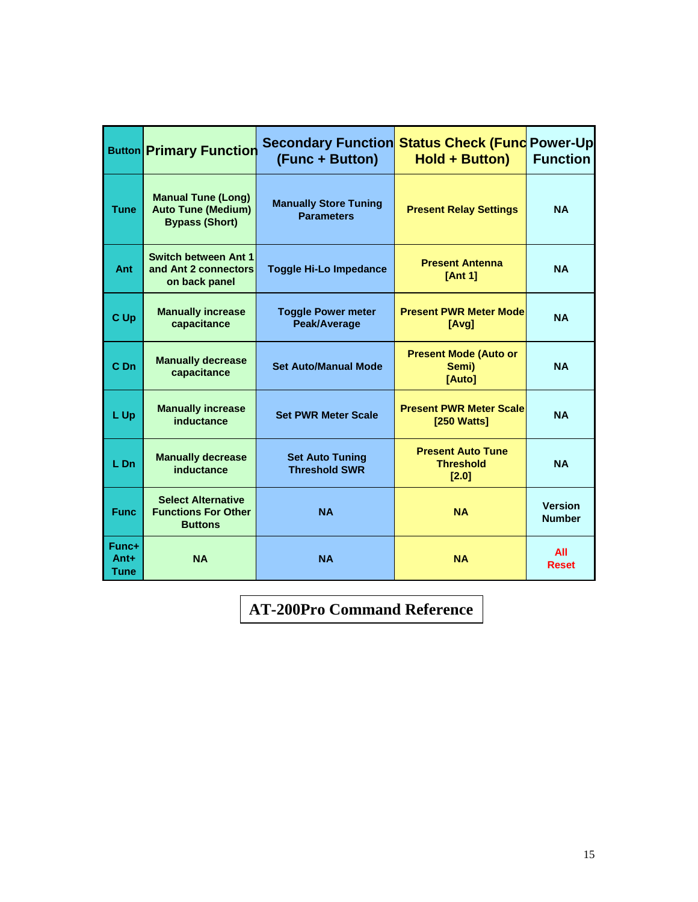| Button | Primary Function | Secondary Function (Func + Button) | Status Check (Func Hold + Button) | Power-Up Function |
|---|---|---|---|---|
| Tune | Manual Tune (Long)<br>Auto Tune (Medium)<br>Bypass (Short) | Manually Store Tuning Parameters | Present Relay Settings | NA |
| Ant | Switch between Ant 1 and Ant 2 connectors on back panel | Toggle Hi-Lo Impedance | Present Antenna [Ant 1] | NA |
| C Up | Manually increase capacitance | Toggle Power meter Peak/Average | Present PWR Meter Mode [Avg] | NA |
| C Dn | Manually decrease capacitance | Set Auto/Manual Mode | Present Mode (Auto or Semi) [Auto] | NA |
| L Up | Manually increase inductance | Set PWR Meter Scale | Present PWR Meter Scale [250 Watts] | NA |
| L Dn | Manually decrease inductance | Set Auto Tuning Threshold SWR | Present Auto Tune Threshold [2.0] | NA |
| Func | Select Alternative Functions For Other Buttons | NA | NA | Version Number |
| Func+ Ant+ Tune | NA | NA | NA | All Reset |

**AT-200Pro Command Reference**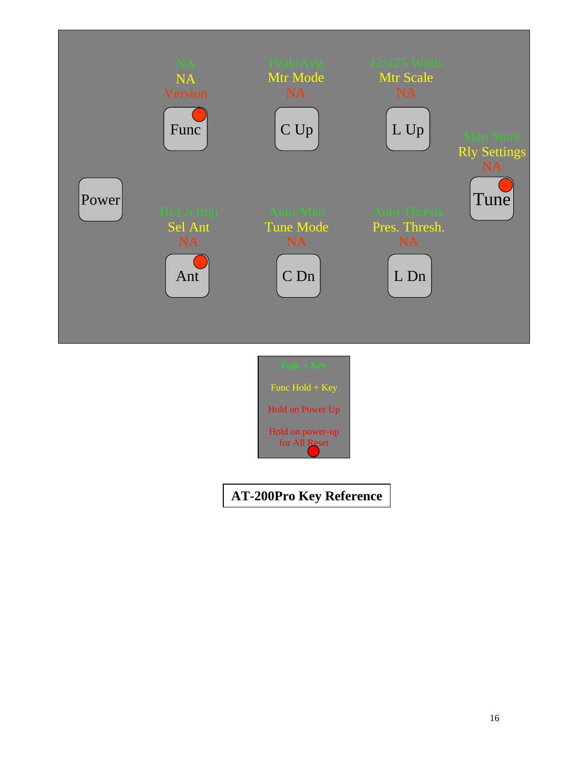| Key | Func + Key (green) | Func Hold + Key (yellow) | Hold on Power Up (red) |
|---|---|---|---|
| Func | NA | NA | Version |
| C Up | Peak/Avg | Mtr Mode | NA |
| L Up | 12/125 Watts | Mtr Scale | NA |
| Tune | Man Store | Rly Settings | NA |
| Ant | Hi/Lo Imp | Sel Ant | NA |
| C Dn | Auto/Man | Tune Mode | NA |
| L Dn | Auto Thresh. | Pres. Thresh. | NA |
| Power | | | |

Func + Key

Func Hold + Key

Hold on Power Up

Hold on power-up for All Reset (keys marked with red dot: Func, Ant, Tune)

**AT-200Pro Key Reference**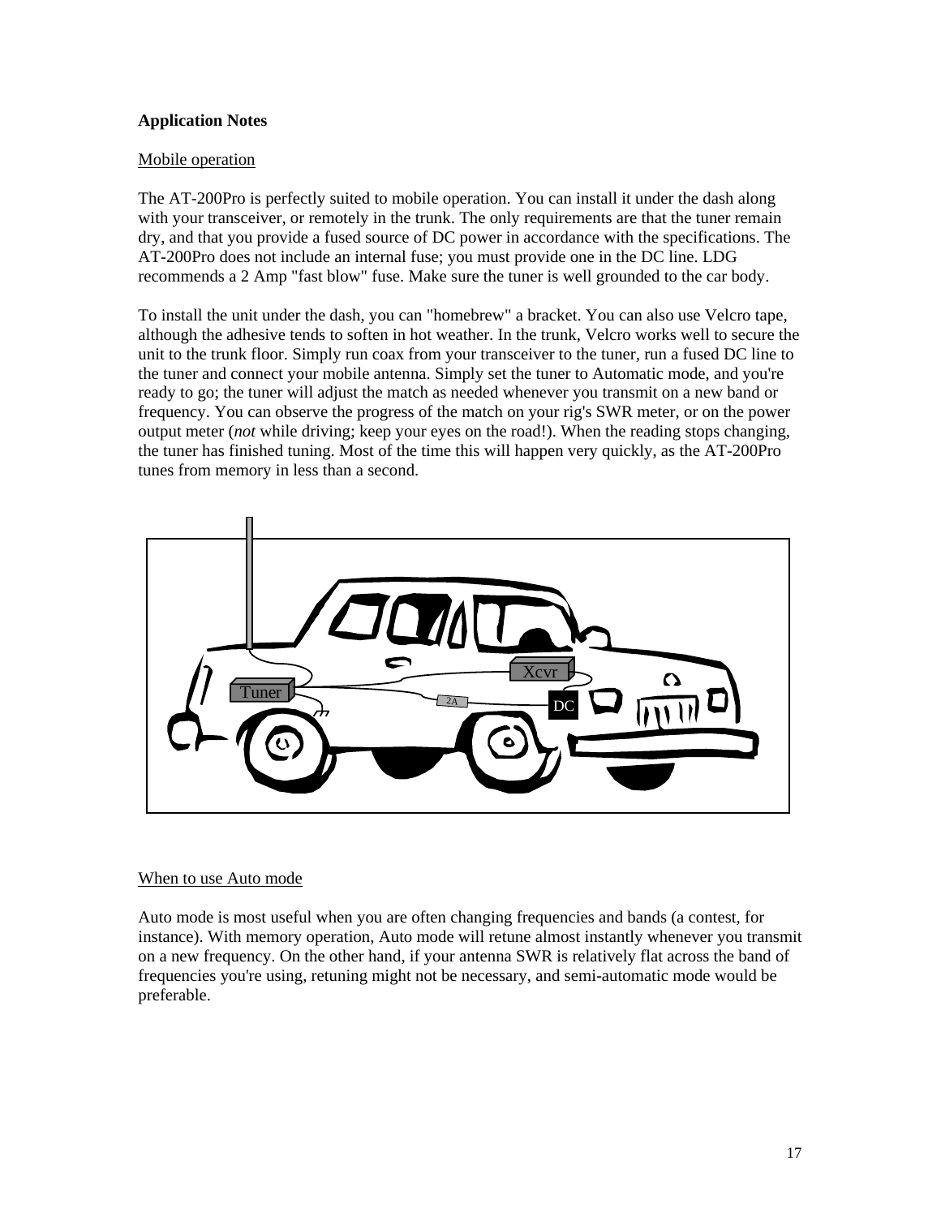## Application Notes

### Mobile operation

The AT-200Pro is perfectly suited to mobile operation. You can install it under the dash along with your transceiver, or remotely in the trunk. The only requirements are that the tuner remain dry, and that you provide a fused source of DC power in accordance with the specifications. The AT-200Pro does not include an internal fuse; you must provide one in the DC line. LDG recommends a 2 Amp "fast blow" fuse. Make sure the tuner is well grounded to the car body.

To install the unit under the dash, you can "homebrew" a bracket. You can also use Velcro tape, although the adhesive tends to soften in hot weather. In the trunk, Velcro works well to secure the unit to the trunk floor. Simply run coax from your transceiver to the tuner, run a fused DC line to the tuner and connect your mobile antenna. Simply set the tuner to Automatic mode, and you're ready to go; the tuner will adjust the match as needed whenever you transmit on a new band or frequency. You can observe the progress of the match on your rig's SWR meter, or on the power output meter (*not* while driving; keep your eyes on the road!). When the reading stops changing, the tuner has finished tuning. Most of the time this will happen very quickly, as the AT-200Pro tunes from memory in less than a second.

### When to use Auto mode

Auto mode is most useful when you are often changing frequencies and bands (a contest, for instance). With memory operation, Auto mode will retune almost instantly whenever you transmit on a new frequency. On the other hand, if your antenna SWR is relatively flat across the band of frequencies you're using, retuning might not be necessary, and semi-automatic mode would be preferable.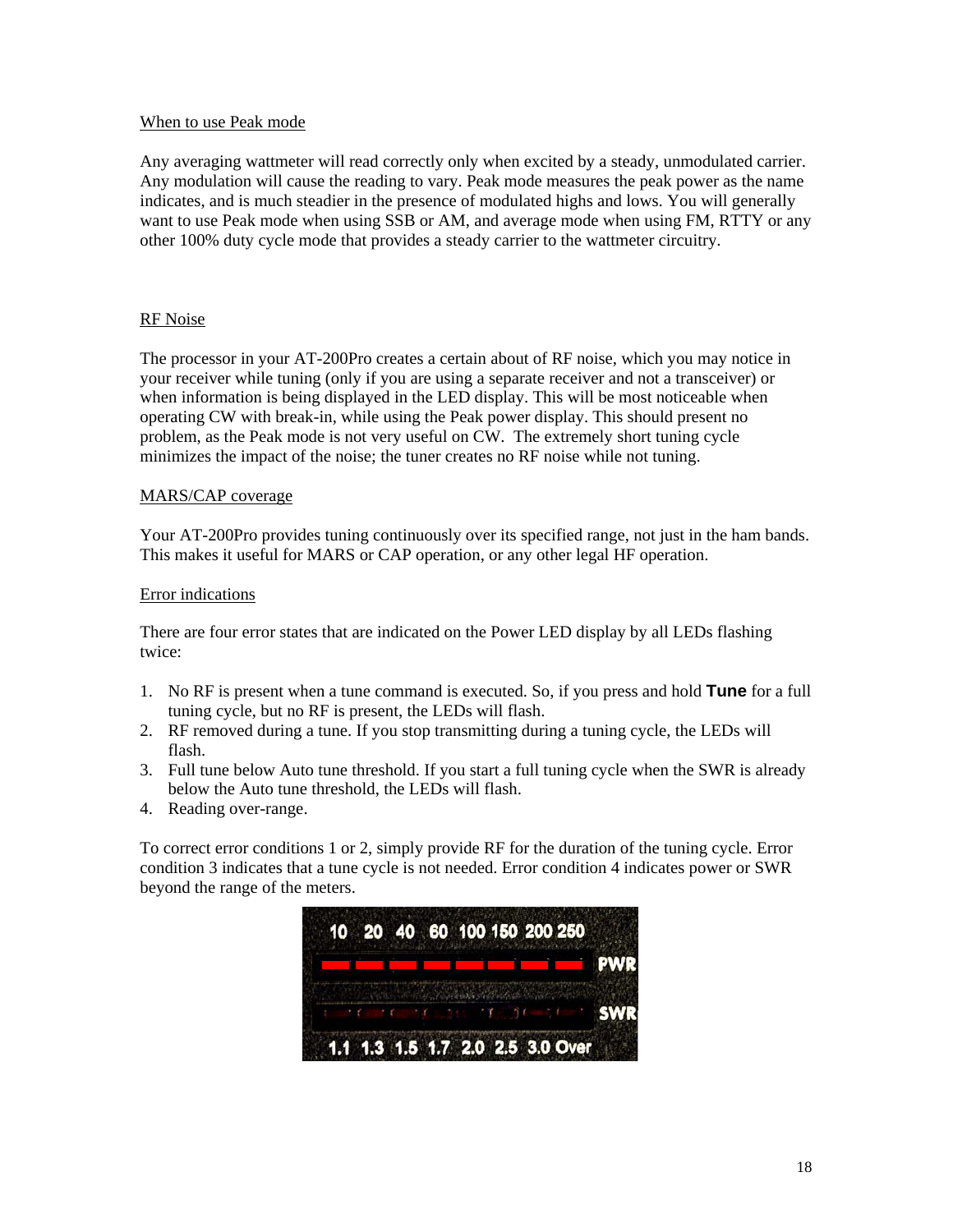## When to use Peak mode

Any averaging wattmeter will read correctly only when excited by a steady, unmodulated carrier. Any modulation will cause the reading to vary. Peak mode measures the peak power as the name indicates, and is much steadier in the presence of modulated highs and lows. You will generally want to use Peak mode when using SSB or AM, and average mode when using FM, RTTY or any other 100% duty cycle mode that provides a steady carrier to the wattmeter circuitry.

## RF Noise

The processor in your AT-200Pro creates a certain about of RF noise, which you may notice in your receiver while tuning (only if you are using a separate receiver and not a transceiver) or when information is being displayed in the LED display. This will be most noticeable when operating CW with break-in, while using the Peak power display. This should present no problem, as the Peak mode is not very useful on CW. The extremely short tuning cycle minimizes the impact of the noise; the tuner creates no RF noise while not tuning.

## MARS/CAP coverage

Your AT-200Pro provides tuning continuously over its specified range, not just in the ham bands. This makes it useful for MARS or CAP operation, or any other legal HF operation.

## Error indications

There are four error states that are indicated on the Power LED display by all LEDs flashing twice:

1. No RF is present when a tune command is executed. So, if you press and hold **Tune** for a full tuning cycle, but no RF is present, the LEDs will flash.
2. RF removed during a tune. If you stop transmitting during a tuning cycle, the LEDs will flash.
3. Full tune below Auto tune threshold. If you start a full tuning cycle when the SWR is already below the Auto tune threshold, the LEDs will flash.
4. Reading over-range.

To correct error conditions 1 or 2, simply provide RF for the duration of the tuning cycle. Error condition 3 indicates that a tune cycle is not needed. Error condition 4 indicates power or SWR beyond the range of the meters.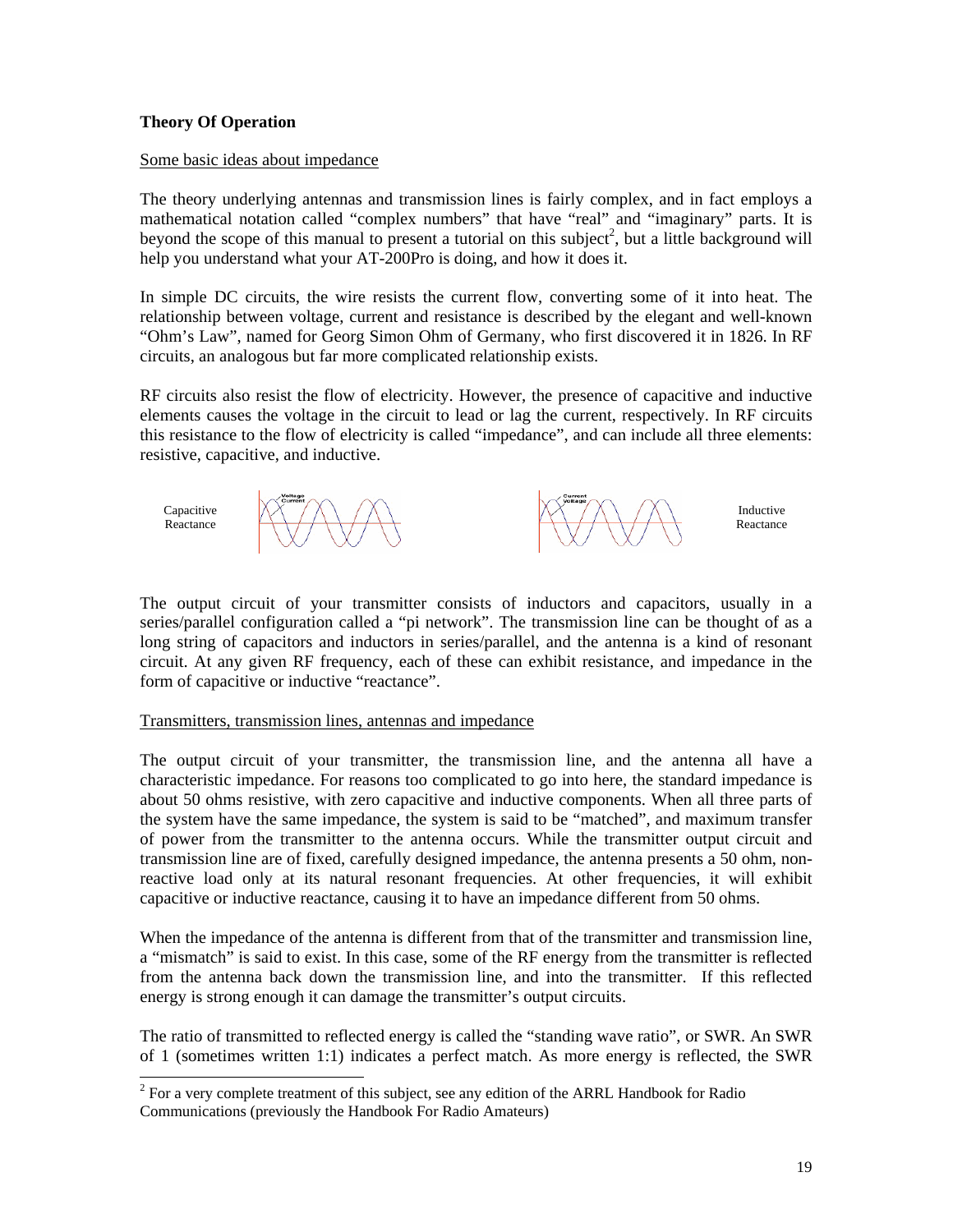**Theory Of Operation**

Some basic ideas about impedance

The theory underlying antennas and transmission lines is fairly complex, and in fact employs a mathematical notation called "complex numbers" that have "real" and "imaginary" parts. It is beyond the scope of this manual to present a tutorial on this subject[2], but a little background will help you understand what your AT-200Pro is doing, and how it does it.

In simple DC circuits, the wire resists the current flow, converting some of it into heat. The relationship between voltage, current and resistance is described by the elegant and well-known "Ohm's Law", named for Georg Simon Ohm of Germany, who first discovered it in 1826. In RF circuits, an analogous but far more complicated relationship exists.

RF circuits also resist the flow of electricity. However, the presence of capacitive and inductive elements causes the voltage in the circuit to lead or lag the current, respectively. In RF circuits this resistance to the flow of electricity is called "impedance", and can include all three elements: resistive, capacitive, and inductive.

Capacitive Reactance

Inductive Reactance

The output circuit of your transmitter consists of inductors and capacitors, usually in a series/parallel configuration called a "pi network". The transmission line can be thought of as a long string of capacitors and inductors in series/parallel, and the antenna is a kind of resonant circuit. At any given RF frequency, each of these can exhibit resistance, and impedance in the form of capacitive or inductive "reactance".

Transmitters, transmission lines, antennas and impedance

The output circuit of your transmitter, the transmission line, and the antenna all have a characteristic impedance. For reasons too complicated to go into here, the standard impedance is about 50 ohms resistive, with zero capacitive and inductive components. When all three parts of the system have the same impedance, the system is said to be "matched", and maximum transfer of power from the transmitter to the antenna occurs. While the transmitter output circuit and transmission line are of fixed, carefully designed impedance, the antenna presents a 50 ohm, non-reactive load only at its natural resonant frequencies. At other frequencies, it will exhibit capacitive or inductive reactance, causing it to have an impedance different from 50 ohms.

When the impedance of the antenna is different from that of the transmitter and transmission line, a "mismatch" is said to exist. In this case, some of the RF energy from the transmitter is reflected from the antenna back down the transmission line, and into the transmitter. If this reflected energy is strong enough it can damage the transmitter's output circuits.

The ratio of transmitted to reflected energy is called the "standing wave ratio", or SWR. An SWR of 1 (sometimes written 1:1) indicates a perfect match. As more energy is reflected, the SWR

[2] For a very complete treatment of this subject, see any edition of the ARRL Handbook for Radio Communications (previously the Handbook For Radio Amateurs)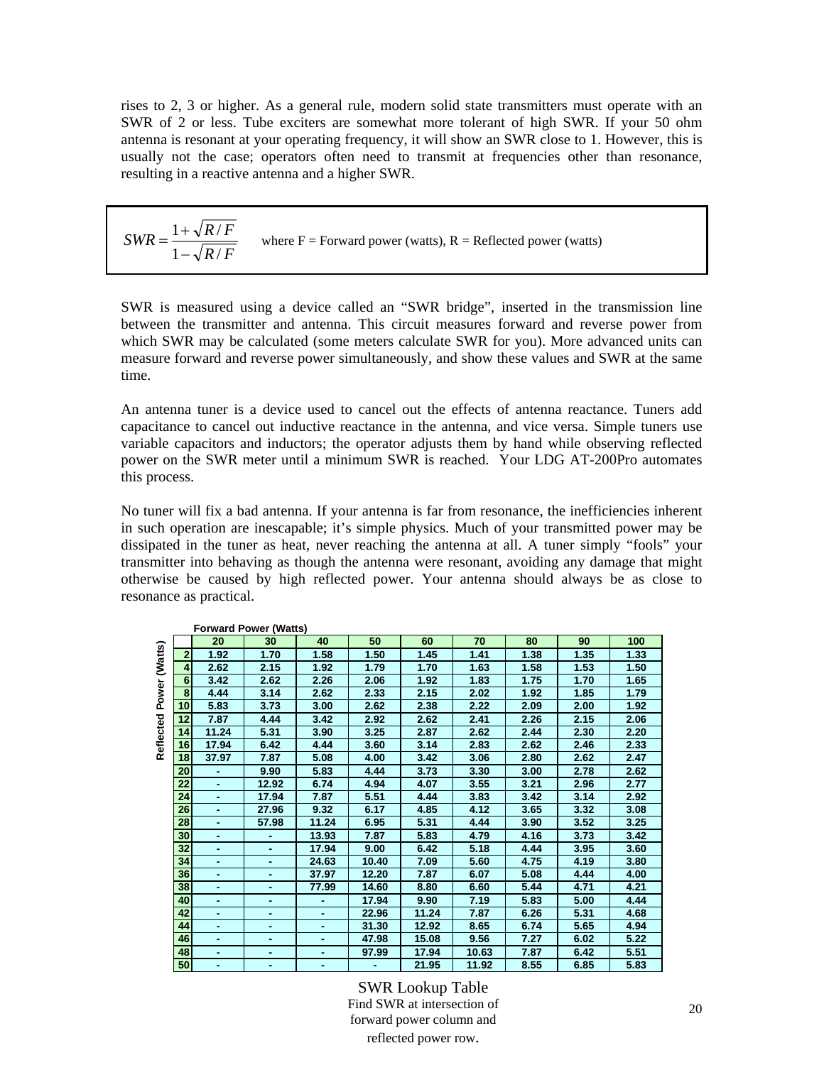rises to 2, 3 or higher. As a general rule, modern solid state transmitters must operate with an SWR of 2 or less. Tube exciters are somewhat more tolerant of high SWR. If your 50 ohm antenna is resonant at your operating frequency, it will show an SWR close to 1. However, this is usually not the case; operators often need to transmit at frequencies other than resonance, resulting in a reactive antenna and a higher SWR.

$$SWR = \frac{1+\sqrt{R/F}}{1-\sqrt{R/F}}$$ where F = Forward power (watts), R = Reflected power (watts)

SWR is measured using a device called an "SWR bridge", inserted in the transmission line between the transmitter and antenna. This circuit measures forward and reverse power from which SWR may be calculated (some meters calculate SWR for you). More advanced units can measure forward and reverse power simultaneously, and show these values and SWR at the same time.

An antenna tuner is a device used to cancel out the effects of antenna reactance. Tuners add capacitance to cancel out inductive reactance in the antenna, and vice versa. Simple tuners use variable capacitors and inductors; the operator adjusts them by hand while observing reflected power on the SWR meter until a minimum SWR is reached. Your LDG AT-200Pro automates this process.

No tuner will fix a bad antenna. If your antenna is far from resonance, the inefficiencies inherent in such operation are inescapable; it's simple physics. Much of your transmitted power may be dissipated in the tuner as heat, never reaching the antenna at all. A tuner simply "fools" your transmitter into behaving as though the antenna were resonant, avoiding any damage that might otherwise be caused by high reflected power. Your antenna should always be as close to resonance as practical.

| Reflected Power (Watts) | Forward Power (Watts) | | | | | | | | |
|---|---|---|---|---|---|---|---|---|---|
| | 20 | 30 | 40 | 50 | 60 | 70 | 80 | 90 | 100 |
| 2 | 1.92 | 1.70 | 1.58 | 1.50 | 1.45 | 1.41 | 1.38 | 1.35 | 1.33 |
| 4 | 2.62 | 2.15 | 1.92 | 1.79 | 1.70 | 1.63 | 1.58 | 1.53 | 1.50 |
| 6 | 3.42 | 2.62 | 2.26 | 2.06 | 1.92 | 1.83 | 1.75 | 1.70 | 1.65 |
| 8 | 4.44 | 3.14 | 2.62 | 2.33 | 2.15 | 2.02 | 1.92 | 1.85 | 1.79 |
| 10 | 5.83 | 3.73 | 3.00 | 2.62 | 2.38 | 2.22 | 2.09 | 2.00 | 1.92 |
| 12 | 7.87 | 4.44 | 3.42 | 2.92 | 2.62 | 2.41 | 2.26 | 2.15 | 2.06 |
| 14 | 11.24 | 5.31 | 3.90 | 3.25 | 2.87 | 2.62 | 2.44 | 2.30 | 2.20 |
| 16 | 17.94 | 6.42 | 4.44 | 3.60 | 3.14 | 2.83 | 2.62 | 2.46 | 2.33 |
| 18 | 37.97 | 7.87 | 5.08 | 4.00 | 3.42 | 3.06 | 2.80 | 2.62 | 2.47 |
| 20 | - | 9.90 | 5.83 | 4.44 | 3.73 | 3.30 | 3.00 | 2.78 | 2.62 |
| 22 | - | 12.92 | 6.74 | 4.94 | 4.07 | 3.55 | 3.21 | 2.96 | 2.77 |
| 24 | - | 17.94 | 7.87 | 5.51 | 4.44 | 3.83 | 3.42 | 3.14 | 2.92 |
| 26 | - | 27.96 | 9.32 | 6.17 | 4.85 | 4.12 | 3.65 | 3.32 | 3.08 |
| 28 | - | 57.98 | 11.24 | 6.95 | 5.31 | 4.44 | 3.90 | 3.52 | 3.25 |
| 30 | - | - | 13.93 | 7.87 | 5.83 | 4.79 | 4.16 | 3.73 | 3.42 |
| 32 | - | - | 17.94 | 9.00 | 6.42 | 5.18 | 4.44 | 3.95 | 3.60 |
| 34 | - | - | 24.63 | 10.40 | 7.09 | 5.60 | 4.75 | 4.19 | 3.80 |
| 36 | - | - | 37.97 | 12.20 | 7.87 | 6.07 | 5.08 | 4.44 | 4.00 |
| 38 | - | - | 77.99 | 14.60 | 8.80 | 6.60 | 5.44 | 4.71 | 4.21 |
| 40 | - | - | - | 17.94 | 9.90 | 7.19 | 5.83 | 5.00 | 4.44 |
| 42 | - | - | - | 22.96 | 11.24 | 7.87 | 6.26 | 5.31 | 4.68 |
| 44 | - | - | - | 31.30 | 12.92 | 8.65 | 6.74 | 5.65 | 4.94 |
| 46 | - | - | - | 47.98 | 15.08 | 9.56 | 7.27 | 6.02 | 5.22 |
| 48 | - | - | - | 97.99 | 17.94 | 10.63 | 7.87 | 6.42 | 5.51 |
| 50 | - | - | - | - | 21.95 | 11.92 | 8.55 | 6.85 | 5.83 |

SWR Lookup Table
Find SWR at intersection of forward power column and reflected power row.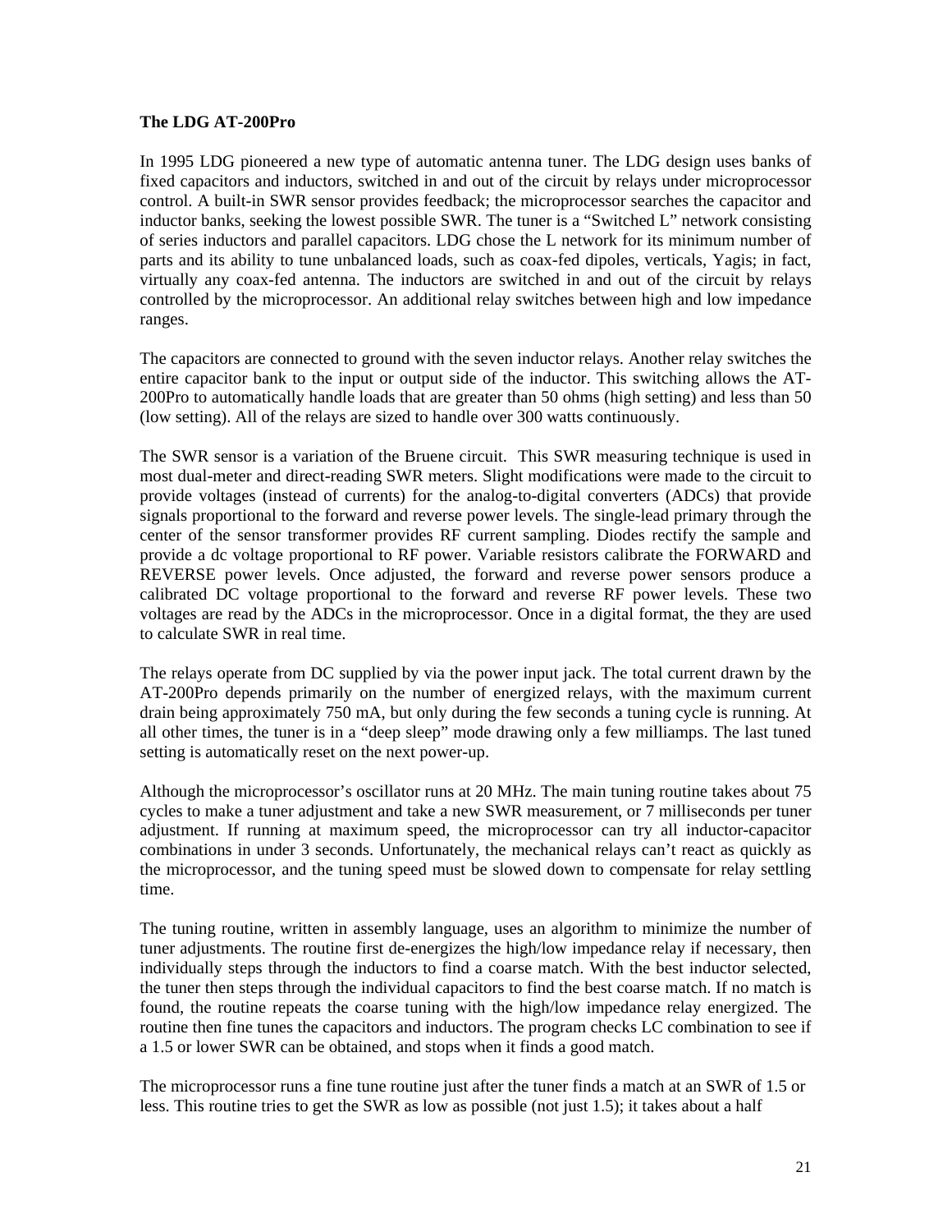**The LDG AT-200Pro**

In 1995 LDG pioneered a new type of automatic antenna tuner. The LDG design uses banks of fixed capacitors and inductors, switched in and out of the circuit by relays under microprocessor control. A built-in SWR sensor provides feedback; the microprocessor searches the capacitor and inductor banks, seeking the lowest possible SWR. The tuner is a "Switched L" network consisting of series inductors and parallel capacitors. LDG chose the L network for its minimum number of parts and its ability to tune unbalanced loads, such as coax-fed dipoles, verticals, Yagis; in fact, virtually any coax-fed antenna. The inductors are switched in and out of the circuit by relays controlled by the microprocessor. An additional relay switches between high and low impedance ranges.

The capacitors are connected to ground with the seven inductor relays. Another relay switches the entire capacitor bank to the input or output side of the inductor. This switching allows the AT-200Pro to automatically handle loads that are greater than 50 ohms (high setting) and less than 50 (low setting). All of the relays are sized to handle over 300 watts continuously.

The SWR sensor is a variation of the Bruene circuit. This SWR measuring technique is used in most dual-meter and direct-reading SWR meters. Slight modifications were made to the circuit to provide voltages (instead of currents) for the analog-to-digital converters (ADCs) that provide signals proportional to the forward and reverse power levels. The single-lead primary through the center of the sensor transformer provides RF current sampling. Diodes rectify the sample and provide a dc voltage proportional to RF power. Variable resistors calibrate the FORWARD and REVERSE power levels. Once adjusted, the forward and reverse power sensors produce a calibrated DC voltage proportional to the forward and reverse RF power levels. These two voltages are read by the ADCs in the microprocessor. Once in a digital format, the they are used to calculate SWR in real time.

The relays operate from DC supplied by via the power input jack. The total current drawn by the AT-200Pro depends primarily on the number of energized relays, with the maximum current drain being approximately 750 mA, but only during the few seconds a tuning cycle is running. At all other times, the tuner is in a "deep sleep" mode drawing only a few milliamps. The last tuned setting is automatically reset on the next power-up.

Although the microprocessor's oscillator runs at 20 MHz. The main tuning routine takes about 75 cycles to make a tuner adjustment and take a new SWR measurement, or 7 milliseconds per tuner adjustment. If running at maximum speed, the microprocessor can try all inductor-capacitor combinations in under 3 seconds. Unfortunately, the mechanical relays can't react as quickly as the microprocessor, and the tuning speed must be slowed down to compensate for relay settling time.

The tuning routine, written in assembly language, uses an algorithm to minimize the number of tuner adjustments. The routine first de-energizes the high/low impedance relay if necessary, then individually steps through the inductors to find a coarse match. With the best inductor selected, the tuner then steps through the individual capacitors to find the best coarse match. If no match is found, the routine repeats the coarse tuning with the high/low impedance relay energized. The routine then fine tunes the capacitors and inductors. The program checks LC combination to see if a 1.5 or lower SWR can be obtained, and stops when it finds a good match.

The microprocessor runs a fine tune routine just after the tuner finds a match at an SWR of 1.5 or less. This routine tries to get the SWR as low as possible (not just 1.5); it takes about a half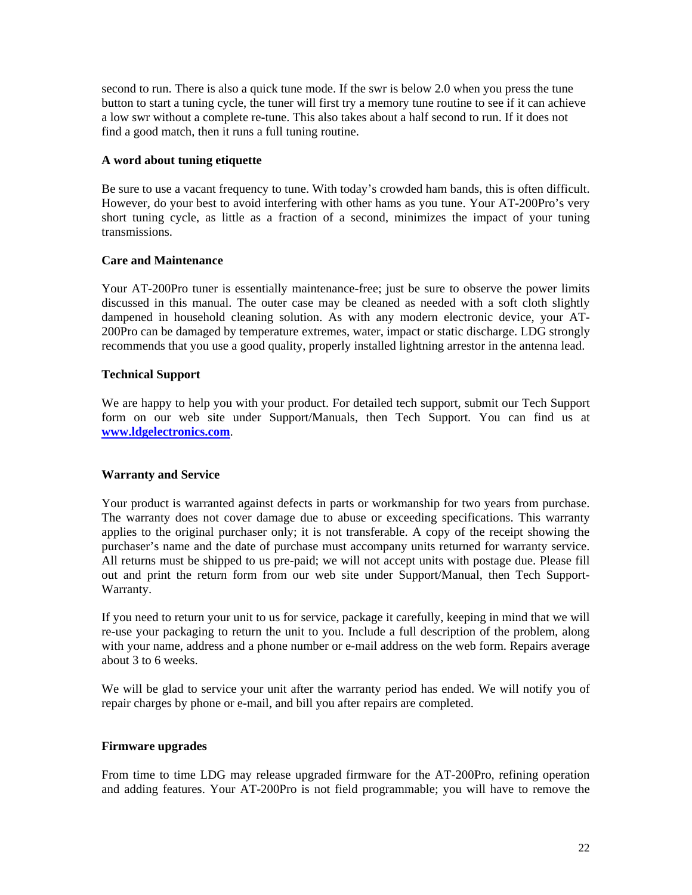second to run. There is also a quick tune mode. If the swr is below 2.0 when you press the tune button to start a tuning cycle, the tuner will first try a memory tune routine to see if it can achieve a low swr without a complete re-tune. This also takes about a half second to run. If it does not find a good match, then it runs a full tuning routine.

**A word about tuning etiquette**

Be sure to use a vacant frequency to tune. With today's crowded ham bands, this is often difficult. However, do your best to avoid interfering with other hams as you tune. Your AT-200Pro's very short tuning cycle, as little as a fraction of a second, minimizes the impact of your tuning transmissions.

**Care and Maintenance**

Your AT-200Pro tuner is essentially maintenance-free; just be sure to observe the power limits discussed in this manual. The outer case may be cleaned as needed with a soft cloth slightly dampened in household cleaning solution. As with any modern electronic device, your AT-200Pro can be damaged by temperature extremes, water, impact or static discharge. LDG strongly recommends that you use a good quality, properly installed lightning arrestor in the antenna lead.

**Technical Support**

We are happy to help you with your product. For detailed tech support, submit our Tech Support form on our web site under Support/Manuals, then Tech Support. You can find us at **www.ldgelectronics.com**.

**Warranty and Service**

Your product is warranted against defects in parts or workmanship for two years from purchase. The warranty does not cover damage due to abuse or exceeding specifications. This warranty applies to the original purchaser only; it is not transferable. A copy of the receipt showing the purchaser's name and the date of purchase must accompany units returned for warranty service. All returns must be shipped to us pre-paid; we will not accept units with postage due. Please fill out and print the return form from our web site under Support/Manual, then Tech Support-Warranty.

If you need to return your unit to us for service, package it carefully, keeping in mind that we will re-use your packaging to return the unit to you. Include a full description of the problem, along with your name, address and a phone number or e-mail address on the web form. Repairs average about 3 to 6 weeks.

We will be glad to service your unit after the warranty period has ended. We will notify you of repair charges by phone or e-mail, and bill you after repairs are completed.

**Firmware upgrades**

From time to time LDG may release upgraded firmware for the AT-200Pro, refining operation and adding features. Your AT-200Pro is not field programmable; you will have to remove the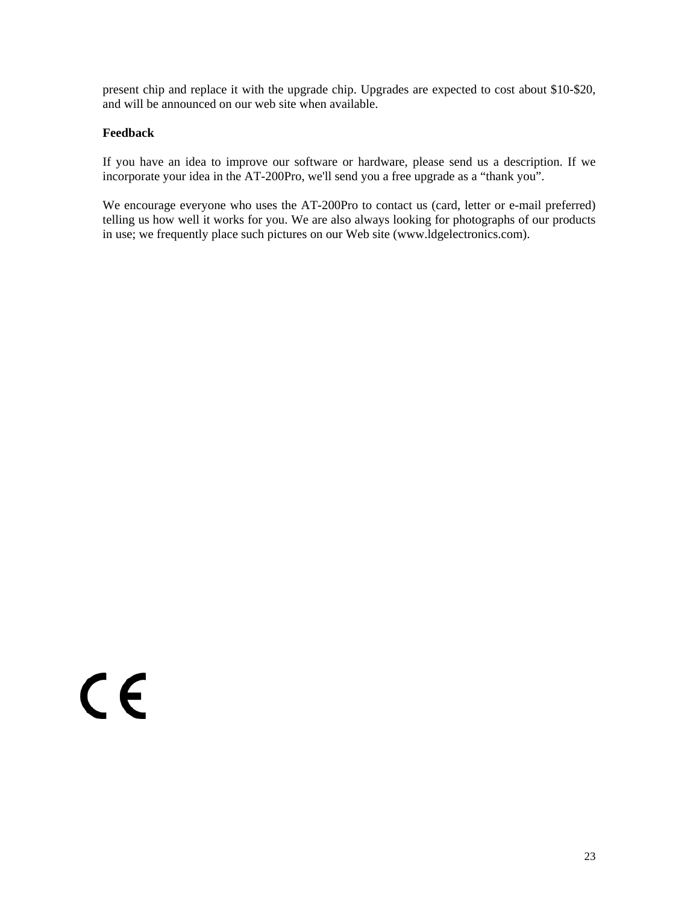present chip and replace it with the upgrade chip. Upgrades are expected to cost about $10-$20, and will be announced on our web site when available.

**Feedback**

If you have an idea to improve our software or hardware, please send us a description. If we incorporate your idea in the AT-200Pro, we'll send you a free upgrade as a "thank you".

We encourage everyone who uses the AT-200Pro to contact us (card, letter or e-mail preferred) telling us how well it works for you. We are also always looking for photographs of our products in use; we frequently place such pictures on our Web site (www.ldgelectronics.com).

CE